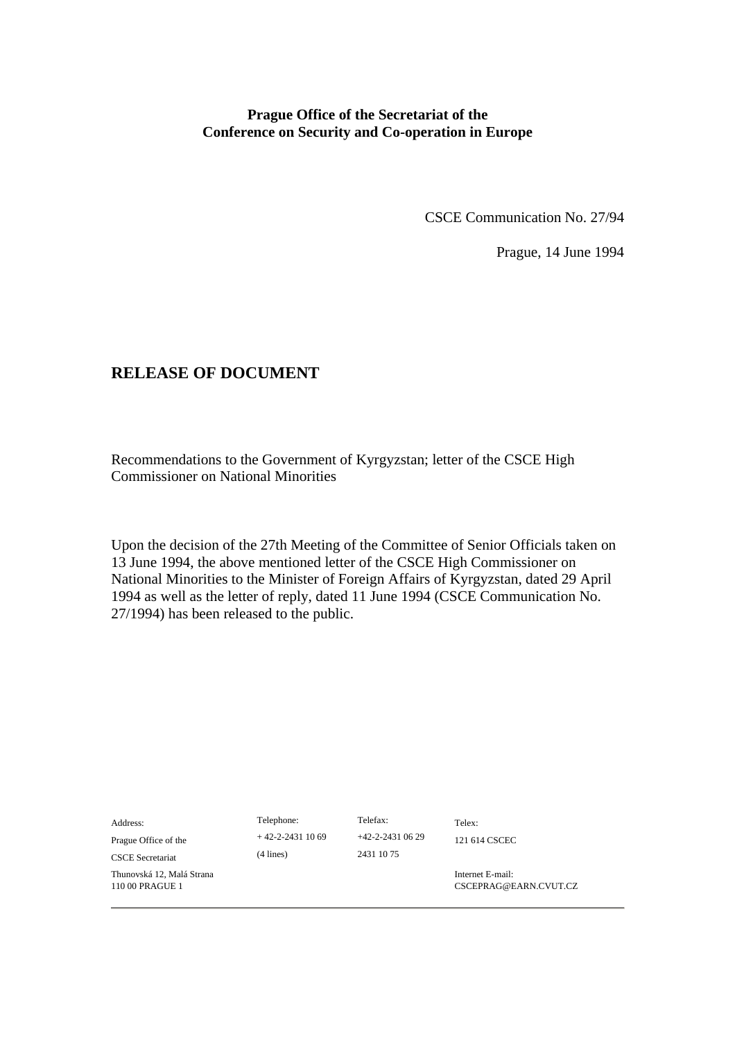**Prague Office of the Secretariat of the**
**Conference on Security and Co-operation in Europe**

CSCE Communication No. 27/94

Prague, 14 June 1994

## RELEASE OF DOCUMENT

Recommendations to the Government of Kyrgyzstan; letter of the CSCE High Commissioner on National Minorities

Upon the decision of the 27th Meeting of the Committee of Senior Officials taken on 13 June 1994, the above mentioned letter of the CSCE High Commissioner on National Minorities to the Minister of Foreign Affairs of Kyrgyzstan, dated 29 April 1994 as well as the letter of reply, dated 11 June 1994 (CSCE Communication No. 27/1994) has been released to the public.

| Address: | Telephone: | Telefax: | Telex: |
|---|---|---|---|
| Prague Office of the | + 42-2-2431 10 69 | +42-2-2431 06 29 | 121 614 CSCEC |
| CSCE Secretariat | (4 lines) | 2431 10 75 | |
| Thunovská 12, Malá Strana 110 00 PRAGUE 1 | | | Internet E-mail: CSCEPRAG@EARN.CVUT.CZ |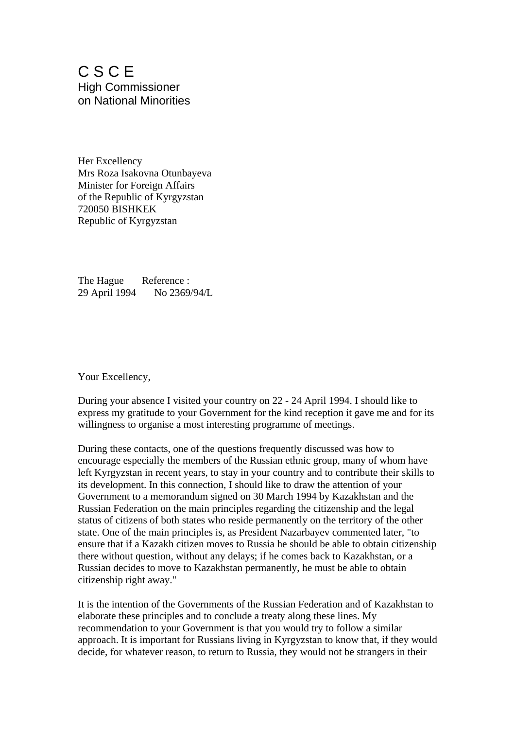# C S C E

High Commissioner
on National Minorities

Her Excellency
Mrs Roza Isakovna Otunbayeva
Minister for Foreign Affairs
of the Republic of Kyrgyzstan
720050 BISHKEK
Republic of Kyrgyzstan

The Hague Reference :
29 April 1994 No 2369/94/L

Your Excellency,

During your absence I visited your country on 22 - 24 April 1994. I should like to express my gratitude to your Government for the kind reception it gave me and for its willingness to organise a most interesting programme of meetings.

During these contacts, one of the questions frequently discussed was how to encourage especially the members of the Russian ethnic group, many of whom have left Kyrgyzstan in recent years, to stay in your country and to contribute their skills to its development. In this connection, I should like to draw the attention of your Government to a memorandum signed on 30 March 1994 by Kazakhstan and the Russian Federation on the main principles regarding the citizenship and the legal status of citizens of both states who reside permanently on the territory of the other state. One of the main principles is, as President Nazarbayev commented later, "to ensure that if a Kazakh citizen moves to Russia he should be able to obtain citizenship there without question, without any delays; if he comes back to Kazakhstan, or a Russian decides to move to Kazakhstan permanently, he must be able to obtain citizenship right away."

It is the intention of the Governments of the Russian Federation and of Kazakhstan to elaborate these principles and to conclude a treaty along these lines. My recommendation to your Government is that you would try to follow a similar approach. It is important for Russians living in Kyrgyzstan to know that, if they would decide, for whatever reason, to return to Russia, they would not be strangers in their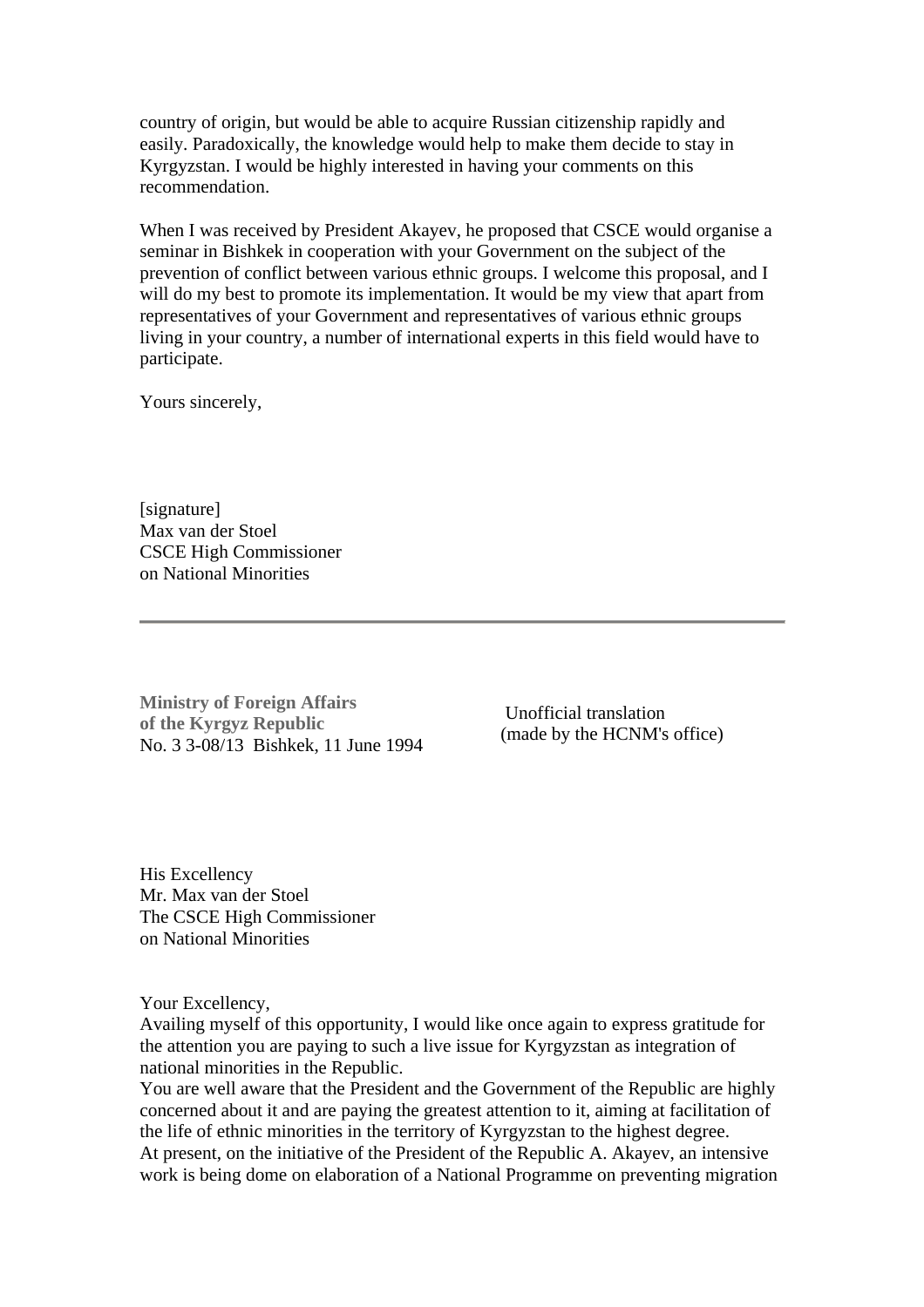country of origin, but would be able to acquire Russian citizenship rapidly and easily. Paradoxically, the knowledge would help to make them decide to stay in Kyrgyzstan. I would be highly interested in having your comments on this recommendation.

When I was received by President Akayev, he proposed that CSCE would organise a seminar in Bishkek in cooperation with your Government on the subject of the prevention of conflict between various ethnic groups. I welcome this proposal, and I will do my best to promote its implementation. It would be my view that apart from representatives of your Government and representatives of various ethnic groups living in your country, a number of international experts in this field would have to participate.

Yours sincerely,

[signature]  
Max van der Stoel  
CSCE High Commissioner  
on National Minorities

---

**Ministry of Foreign Affairs**  
**of the Kyrgyz Republic**  
No. 3 3-08/13 Bishkek, 11 June 1994

Unofficial translation  
(made by the HCNM's office)

His Excellency  
Mr. Max van der Stoel  
The CSCE High Commissioner  
on National Minorities

Your Excellency,  
Availing myself of this opportunity, I would like once again to express gratitude for the attention you are paying to such a live issue for Kyrgyzstan as integration of national minorities in the Republic.  
You are well aware that the President and the Government of the Republic are highly concerned about it and are paying the greatest attention to it, aiming at facilitation of the life of ethnic minorities in the territory of Kyrgyzstan to the highest degree.  
At present, on the initiative of the President of the Republic A. Akayev, an intensive work is being dome on elaboration of a National Programme on preventing migration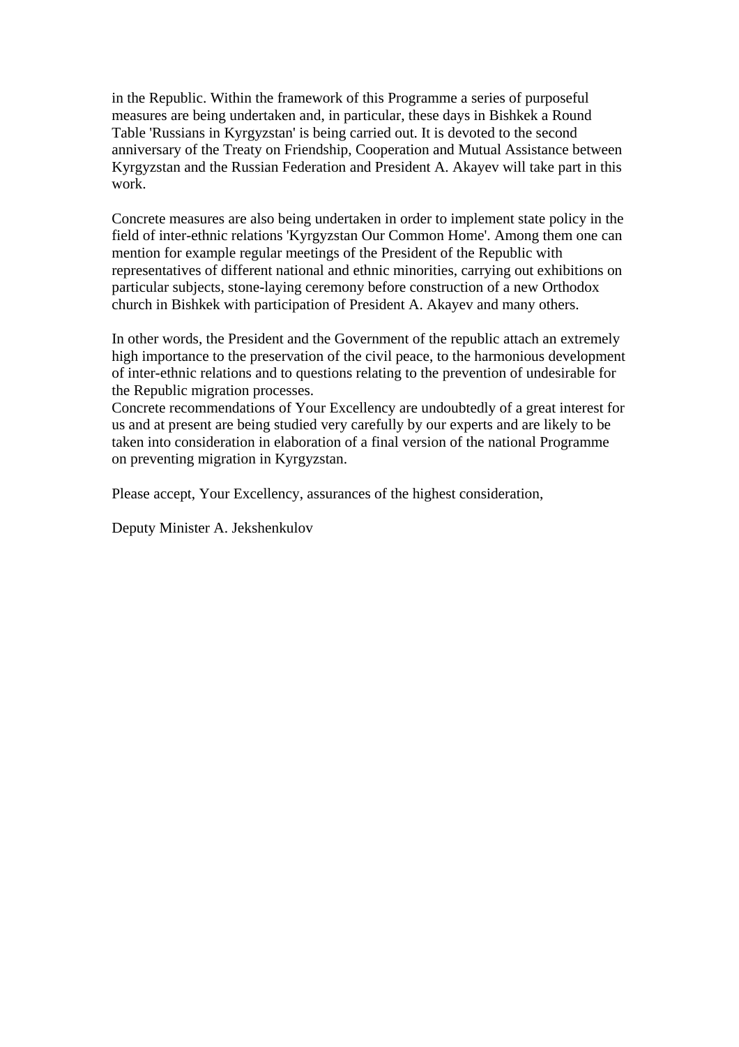in the Republic. Within the framework of this Programme a series of purposeful measures are being undertaken and, in particular, these days in Bishkek a Round Table 'Russians in Kyrgyzstan' is being carried out. It is devoted to the second anniversary of the Treaty on Friendship, Cooperation and Mutual Assistance between Kyrgyzstan and the Russian Federation and President A. Akayev will take part in this work.

Concrete measures are also being undertaken in order to implement state policy in the field of inter-ethnic relations 'Kyrgyzstan Our Common Home'. Among them one can mention for example regular meetings of the President of the Republic with representatives of different national and ethnic minorities, carrying out exhibitions on particular subjects, stone-laying ceremony before construction of a new Orthodox church in Bishkek with participation of President A. Akayev and many others.

In other words, the President and the Government of the republic attach an extremely high importance to the preservation of the civil peace, to the harmonious development of inter-ethnic relations and to questions relating to the prevention of undesirable for the Republic migration processes.
Concrete recommendations of Your Excellency are undoubtedly of a great interest for us and at present are being studied very carefully by our experts and are likely to be taken into consideration in elaboration of a final version of the national Programme on preventing migration in Kyrgyzstan.

Please accept, Your Excellency, assurances of the highest consideration,

Deputy Minister A. Jekshenkulov